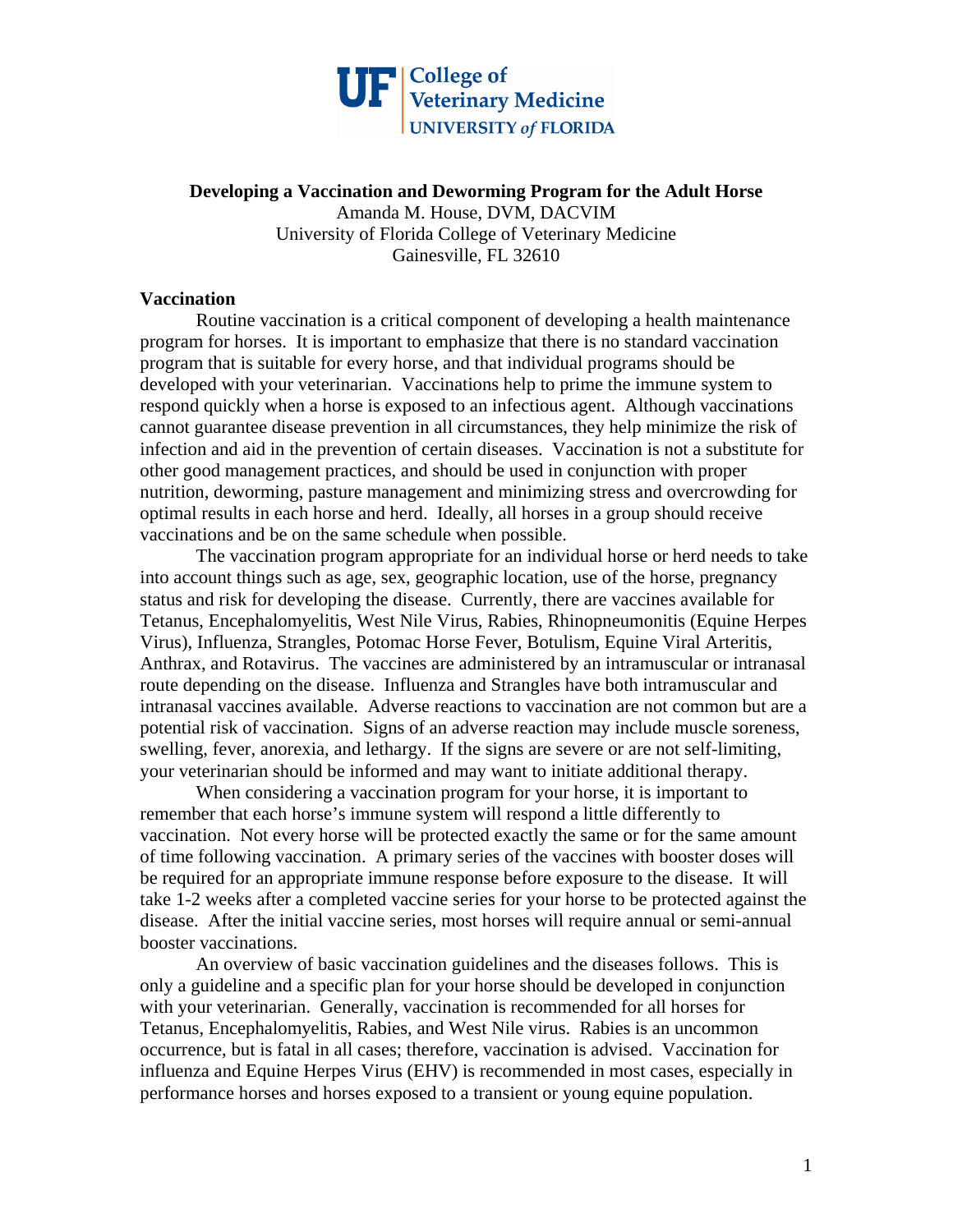UF College of Veterinary Medicine
UNIVERSITY of FLORIDA

# Developing a Vaccination and Deworming Program for the Adult Horse

Amanda M. House, DVM, DACVIM
University of Florida College of Veterinary Medicine
Gainesville, FL 32610

## Vaccination

Routine vaccination is a critical component of developing a health maintenance program for horses. It is important to emphasize that there is no standard vaccination program that is suitable for every horse, and that individual programs should be developed with your veterinarian. Vaccinations help to prime the immune system to respond quickly when a horse is exposed to an infectious agent. Although vaccinations cannot guarantee disease prevention in all circumstances, they help minimize the risk of infection and aid in the prevention of certain diseases. Vaccination is not a substitute for other good management practices, and should be used in conjunction with proper nutrition, deworming, pasture management and minimizing stress and overcrowding for optimal results in each horse and herd. Ideally, all horses in a group should receive vaccinations and be on the same schedule when possible.

The vaccination program appropriate for an individual horse or herd needs to take into account things such as age, sex, geographic location, use of the horse, pregnancy status and risk for developing the disease. Currently, there are vaccines available for Tetanus, Encephalomyelitis, West Nile Virus, Rabies, Rhinopneumonitis (Equine Herpes Virus), Influenza, Strangles, Potomac Horse Fever, Botulism, Equine Viral Arteritis, Anthrax, and Rotavirus. The vaccines are administered by an intramuscular or intranasal route depending on the disease. Influenza and Strangles have both intramuscular and intranasal vaccines available. Adverse reactions to vaccination are not common but are a potential risk of vaccination. Signs of an adverse reaction may include muscle soreness, swelling, fever, anorexia, and lethargy. If the signs are severe or are not self-limiting, your veterinarian should be informed and may want to initiate additional therapy.

When considering a vaccination program for your horse, it is important to remember that each horse's immune system will respond a little differently to vaccination. Not every horse will be protected exactly the same or for the same amount of time following vaccination. A primary series of the vaccines with booster doses will be required for an appropriate immune response before exposure to the disease. It will take 1-2 weeks after a completed vaccine series for your horse to be protected against the disease. After the initial vaccine series, most horses will require annual or semi-annual booster vaccinations.

An overview of basic vaccination guidelines and the diseases follows. This is only a guideline and a specific plan for your horse should be developed in conjunction with your veterinarian. Generally, vaccination is recommended for all horses for Tetanus, Encephalomyelitis, Rabies, and West Nile virus. Rabies is an uncommon occurrence, but is fatal in all cases; therefore, vaccination is advised. Vaccination for influenza and Equine Herpes Virus (EHV) is recommended in most cases, especially in performance horses and horses exposed to a transient or young equine population.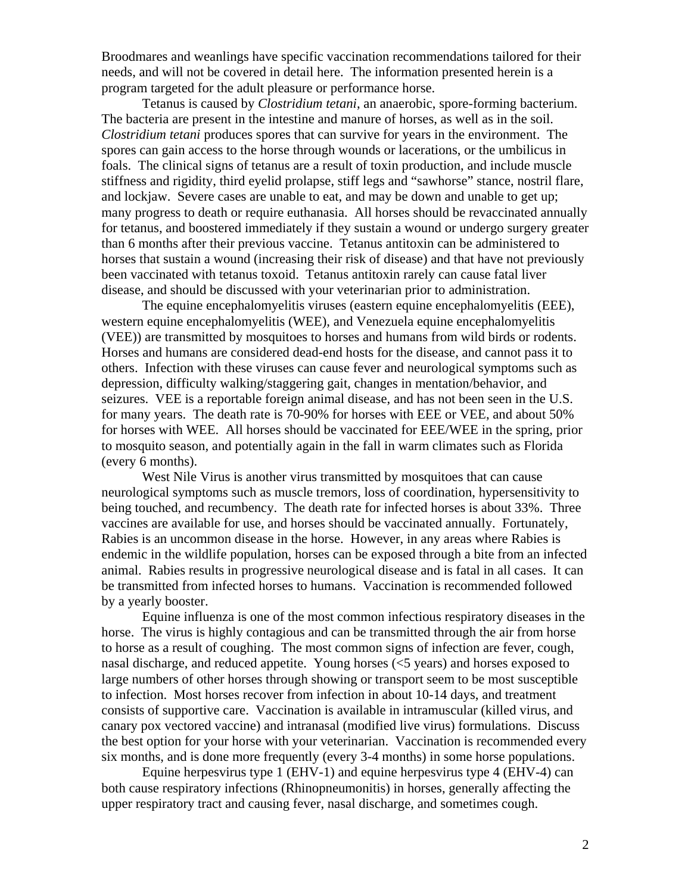Broodmares and weanlings have specific vaccination recommendations tailored for their needs, and will not be covered in detail here. The information presented herein is a program targeted for the adult pleasure or performance horse.

Tetanus is caused by *Clostridium tetani*, an anaerobic, spore-forming bacterium. The bacteria are present in the intestine and manure of horses, as well as in the soil. *Clostridium tetani* produces spores that can survive for years in the environment. The spores can gain access to the horse through wounds or lacerations, or the umbilicus in foals. The clinical signs of tetanus are a result of toxin production, and include muscle stiffness and rigidity, third eyelid prolapse, stiff legs and "sawhorse" stance, nostril flare, and lockjaw. Severe cases are unable to eat, and may be down and unable to get up; many progress to death or require euthanasia. All horses should be revaccinated annually for tetanus, and boostered immediately if they sustain a wound or undergo surgery greater than 6 months after their previous vaccine. Tetanus antitoxin can be administered to horses that sustain a wound (increasing their risk of disease) and that have not previously been vaccinated with tetanus toxoid. Tetanus antitoxin rarely can cause fatal liver disease, and should be discussed with your veterinarian prior to administration.

The equine encephalomyelitis viruses (eastern equine encephalomyelitis (EEE), western equine encephalomyelitis (WEE), and Venezuela equine encephalomyelitis (VEE)) are transmitted by mosquitoes to horses and humans from wild birds or rodents. Horses and humans are considered dead-end hosts for the disease, and cannot pass it to others. Infection with these viruses can cause fever and neurological symptoms such as depression, difficulty walking/staggering gait, changes in mentation/behavior, and seizures. VEE is a reportable foreign animal disease, and has not been seen in the U.S. for many years. The death rate is 70-90% for horses with EEE or VEE, and about 50% for horses with WEE. All horses should be vaccinated for EEE/WEE in the spring, prior to mosquito season, and potentially again in the fall in warm climates such as Florida (every 6 months).

West Nile Virus is another virus transmitted by mosquitoes that can cause neurological symptoms such as muscle tremors, loss of coordination, hypersensitivity to being touched, and recumbency. The death rate for infected horses is about 33%. Three vaccines are available for use, and horses should be vaccinated annually. Fortunately, Rabies is an uncommon disease in the horse. However, in any areas where Rabies is endemic in the wildlife population, horses can be exposed through a bite from an infected animal. Rabies results in progressive neurological disease and is fatal in all cases. It can be transmitted from infected horses to humans. Vaccination is recommended followed by a yearly booster.

Equine influenza is one of the most common infectious respiratory diseases in the horse. The virus is highly contagious and can be transmitted through the air from horse to horse as a result of coughing. The most common signs of infection are fever, cough, nasal discharge, and reduced appetite. Young horses (<5 years) and horses exposed to large numbers of other horses through showing or transport seem to be most susceptible to infection. Most horses recover from infection in about 10-14 days, and treatment consists of supportive care. Vaccination is available in intramuscular (killed virus, and canary pox vectored vaccine) and intranasal (modified live virus) formulations. Discuss the best option for your horse with your veterinarian. Vaccination is recommended every six months, and is done more frequently (every 3-4 months) in some horse populations.

Equine herpesvirus type 1 (EHV-1) and equine herpesvirus type 4 (EHV-4) can both cause respiratory infections (Rhinopneumonitis) in horses, generally affecting the upper respiratory tract and causing fever, nasal discharge, and sometimes cough.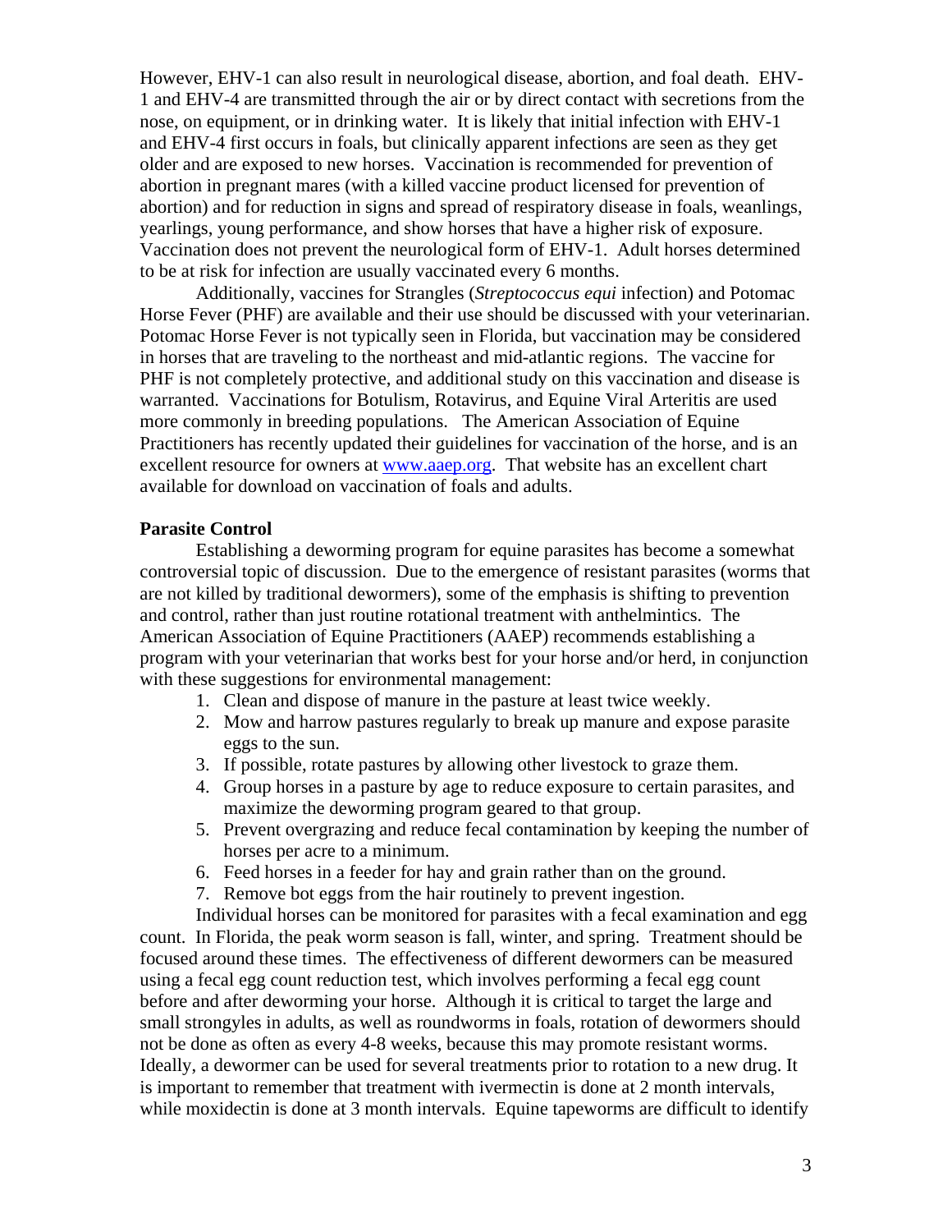However, EHV-1 can also result in neurological disease, abortion, and foal death. EHV-1 and EHV-4 are transmitted through the air or by direct contact with secretions from the nose, on equipment, or in drinking water. It is likely that initial infection with EHV-1 and EHV-4 first occurs in foals, but clinically apparent infections are seen as they get older and are exposed to new horses. Vaccination is recommended for prevention of abortion in pregnant mares (with a killed vaccine product licensed for prevention of abortion) and for reduction in signs and spread of respiratory disease in foals, weanlings, yearlings, young performance, and show horses that have a higher risk of exposure. Vaccination does not prevent the neurological form of EHV-1. Adult horses determined to be at risk for infection are usually vaccinated every 6 months.

Additionally, vaccines for Strangles (*Streptococcus equi* infection) and Potomac Horse Fever (PHF) are available and their use should be discussed with your veterinarian. Potomac Horse Fever is not typically seen in Florida, but vaccination may be considered in horses that are traveling to the northeast and mid-atlantic regions. The vaccine for PHF is not completely protective, and additional study on this vaccination and disease is warranted. Vaccinations for Botulism, Rotavirus, and Equine Viral Arteritis are used more commonly in breeding populations. The American Association of Equine Practitioners has recently updated their guidelines for vaccination of the horse, and is an excellent resource for owners at [www.aaep.org](http://www.aaep.org). That website has an excellent chart available for download on vaccination of foals and adults.

**Parasite Control**

Establishing a deworming program for equine parasites has become a somewhat controversial topic of discussion. Due to the emergence of resistant parasites (worms that are not killed by traditional dewormers), some of the emphasis is shifting to prevention and control, rather than just routine rotational treatment with anthelmintics. The American Association of Equine Practitioners (AAEP) recommends establishing a program with your veterinarian that works best for your horse and/or herd, in conjunction with these suggestions for environmental management:

1. Clean and dispose of manure in the pasture at least twice weekly.
2. Mow and harrow pastures regularly to break up manure and expose parasite eggs to the sun.
3. If possible, rotate pastures by allowing other livestock to graze them.
4. Group horses in a pasture by age to reduce exposure to certain parasites, and maximize the deworming program geared to that group.
5. Prevent overgrazing and reduce fecal contamination by keeping the number of horses per acre to a minimum.
6. Feed horses in a feeder for hay and grain rather than on the ground.
7. Remove bot eggs from the hair routinely to prevent ingestion.

Individual horses can be monitored for parasites with a fecal examination and egg count. In Florida, the peak worm season is fall, winter, and spring. Treatment should be focused around these times. The effectiveness of different dewormers can be measured using a fecal egg count reduction test, which involves performing a fecal egg count before and after deworming your horse. Although it is critical to target the large and small strongyles in adults, as well as roundworms in foals, rotation of dewormers should not be done as often as every 4-8 weeks, because this may promote resistant worms. Ideally, a dewormer can be used for several treatments prior to rotation to a new drug. It is important to remember that treatment with ivermectin is done at 2 month intervals, while moxidectin is done at 3 month intervals. Equine tapeworms are difficult to identify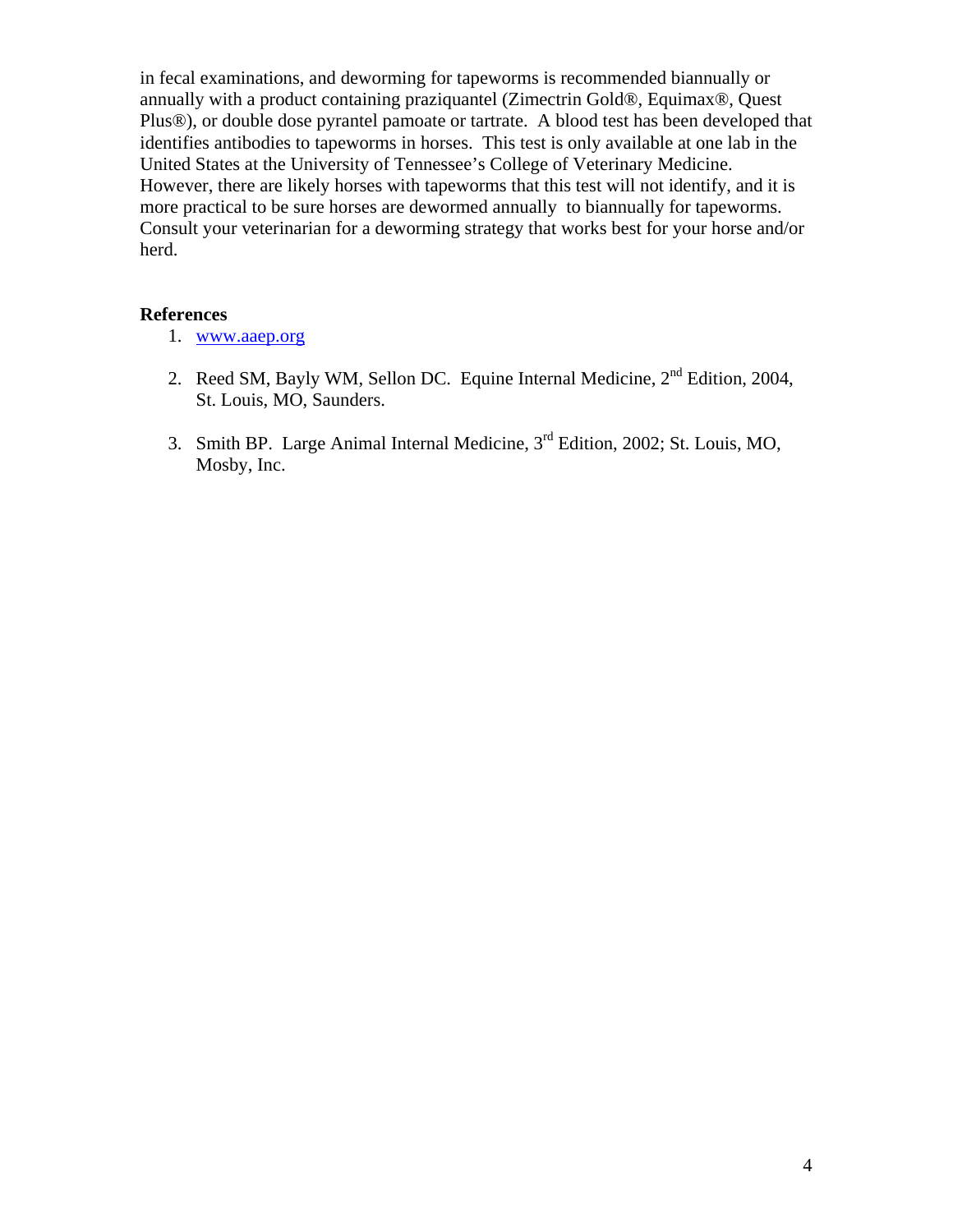in fecal examinations, and deworming for tapeworms is recommended biannually or annually with a product containing praziquantel (Zimectrin Gold®, Equimax®, Quest Plus®), or double dose pyrantel pamoate or tartrate. A blood test has been developed that identifies antibodies to tapeworms in horses. This test is only available at one lab in the United States at the University of Tennessee's College of Veterinary Medicine. However, there are likely horses with tapeworms that this test will not identify, and it is more practical to be sure horses are dewormed annually to biannually for tapeworms. Consult your veterinarian for a deworming strategy that works best for your horse and/or herd.

**References**

1. www.aaep.org
2. Reed SM, Bayly WM, Sellon DC. Equine Internal Medicine, 2nd Edition, 2004, St. Louis, MO, Saunders.
3. Smith BP. Large Animal Internal Medicine, 3rd Edition, 2002; St. Louis, MO, Mosby, Inc.